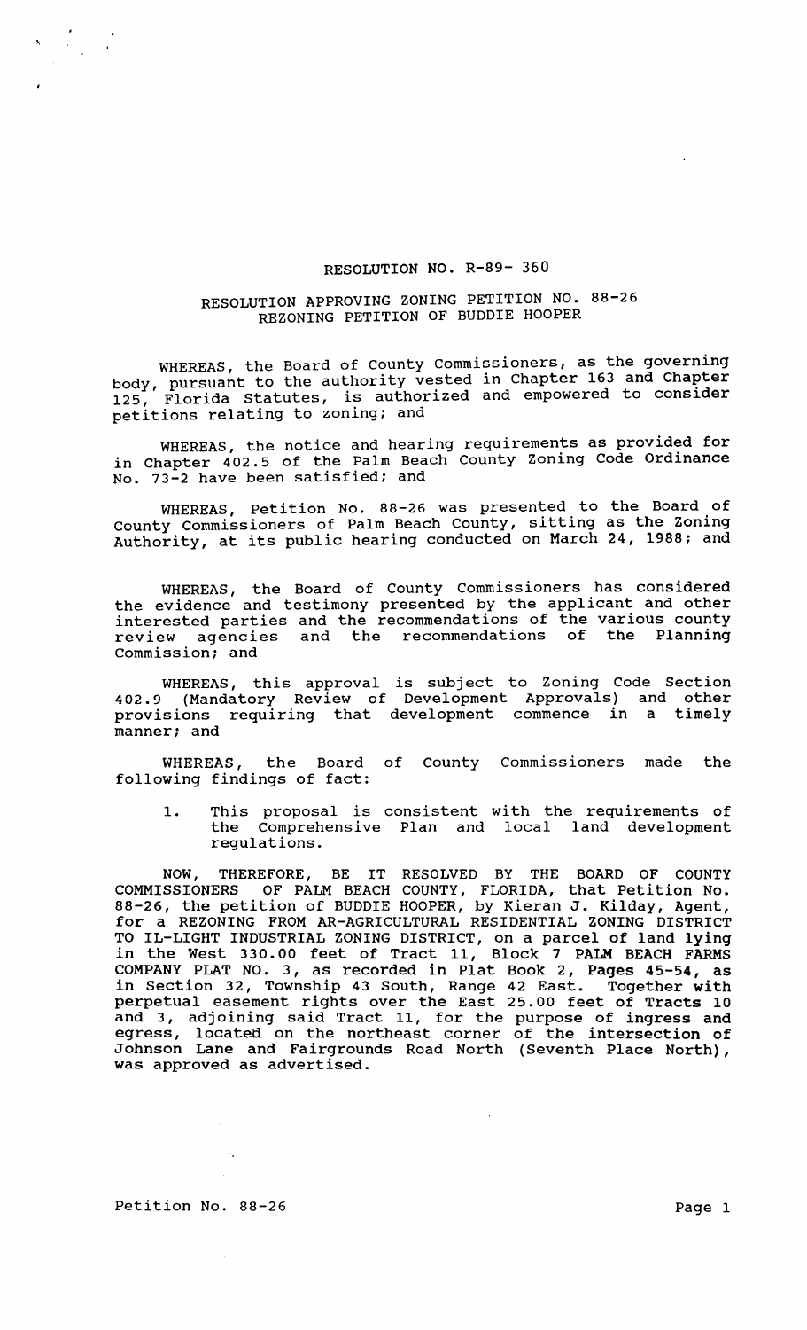# RESOLUTION NO. R-89- 360

## RESOLUTION APPROVING ZONING PETITION NO. 88-26
## REZONING PETITION OF BUDDIE HOOPER

WHEREAS, the Board of County Commissioners, as the governing body, pursuant to the authority vested in Chapter 163 and Chapter 125, Florida Statutes, is authorized and empowered to consider petitions relating to zoning; and

WHEREAS, the notice and hearing requirements as provided for in Chapter 402.5 of the Palm Beach County Zoning Code Ordinance No. 73-2 have been satisfied; and

WHEREAS, Petition No. 88-26 was presented to the Board of County Commissioners of Palm Beach County, sitting as the Zoning Authority, at its public hearing conducted on March 24, 1988; and

WHEREAS, the Board of County Commissioners has considered the evidence and testimony presented by the applicant and other interested parties and the recommendations of the various county review agencies and the recommendations of the Planning Commission; and

WHEREAS, this approval is subject to Zoning Code Section 402.9 (Mandatory Review of Development Approvals) and other provisions requiring that development commence in a timely manner; and

WHEREAS, the Board of County Commissioners made the following findings of fact:

1. This proposal is consistent with the requirements of the Comprehensive Plan and local land development regulations.

NOW, THEREFORE, BE IT RESOLVED BY THE BOARD OF COUNTY COMMISSIONERS OF PALM BEACH COUNTY, FLORIDA, that Petition No. 88-26, the petition of BUDDIE HOOPER, by Kieran J. Kilday, Agent, for a REZONING FROM AR-AGRICULTURAL RESIDENTIAL ZONING DISTRICT TO IL-LIGHT INDUSTRIAL ZONING DISTRICT, on a parcel of land lying in the West 330.00 feet of Tract 11, Block 7 PALM BEACH FARMS COMPANY PLAT NO. 3, as recorded in Plat Book 2, Pages 45-54, as in Section 32, Township 43 South, Range 42 East. Together with perpetual easement rights over the East 25.00 feet of Tracts 10 and 3, adjoining said Tract 11, for the purpose of ingress and egress, located on the northeast corner of the intersection of Johnson Lane and Fairgrounds Road North (Seventh Place North), was approved as advertised.

Petition No. 88-26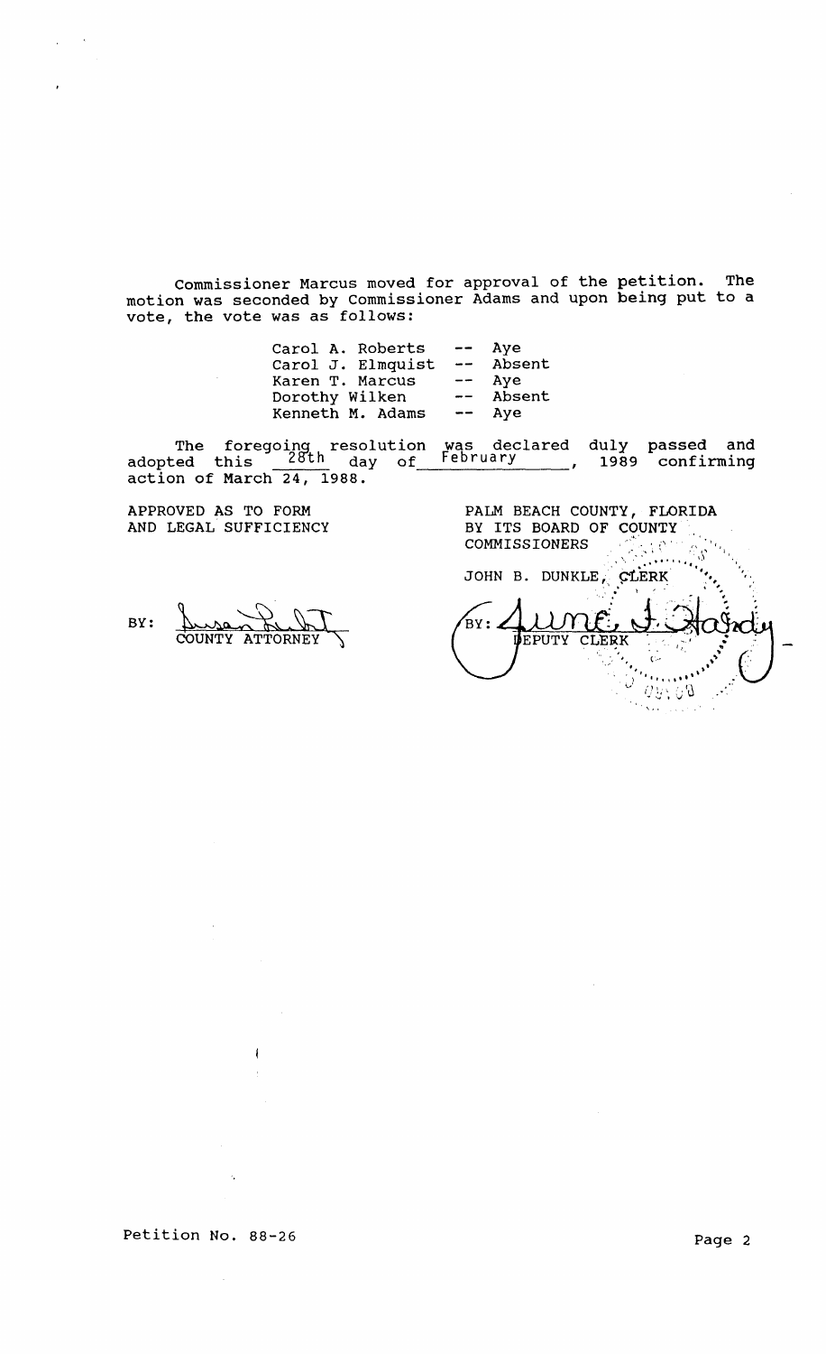Commissioner Marcus moved for approval of the petition. The motion was seconded by Commissioner Adams and upon being put to a vote, the vote was as follows:

| | | |
|---|---|---|
| Carol A. Roberts | -- | Aye |
| Carol J. Elmquist | -- | Absent |
| Karen T. Marcus | -- | Aye |
| Dorothy Wilken | -- | Absent |
| Kenneth M. Adams | -- | Aye |

The foregoing resolution was declared duly passed and adopted this 28th day of February, 1989 confirming action of March 24, 1988.

APPROVED AS TO FORM
AND LEGAL SUFFICIENCY

BY: COUNTY ATTORNEY

PALM BEACH COUNTY, FLORIDA
BY ITS BOARD OF COUNTY
COMMISSIONERS

JOHN B. DUNKLE, CLERK

BY: DEPUTY CLERK

Petition No. 88-26